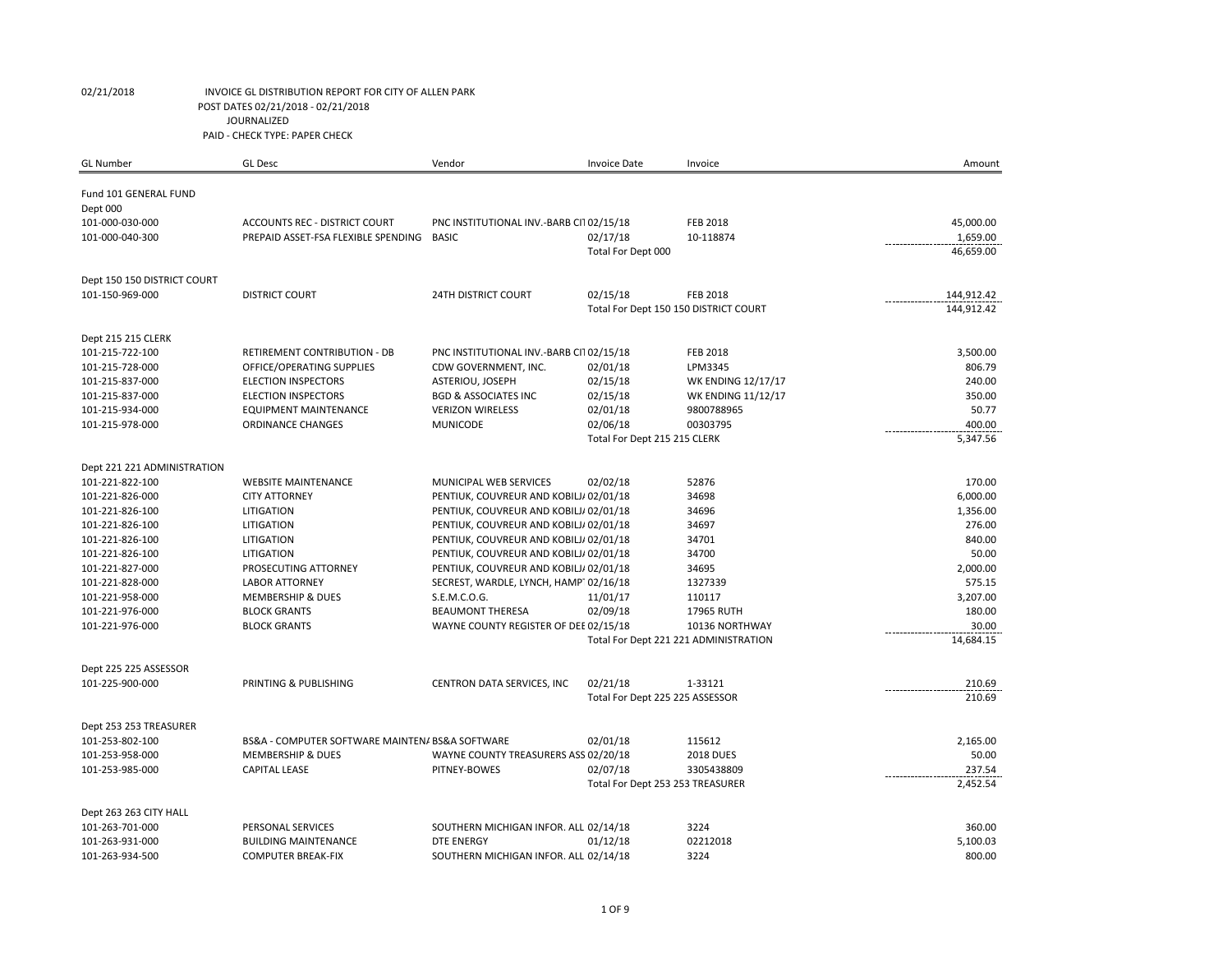02/21/2018 INVOICE GL DISTRIBUTION REPORT FOR CITY OF ALLEN PARK

POST DATES 02/21/2018 - 02/21/2018

JOURNALIZED

PAID - CHECK TYPE: PAPER CHECK

| GL Number | GL Desc | Vendor | Invoice Date | Invoice | Amount |
|---|---|---|---|---|---|
| Fund 101 GENERAL FUND | | | | | |
| Dept 000 | | | | | |
| 101-000-030-000 | ACCOUNTS REC - DISTRICT COURT | PNC INSTITUTIONAL INV.-BARB CI1 | 02/15/18 | FEB 2018 | 45,000.00 |
| 101-000-040-300 | PREPAID ASSET-FSA FLEXIBLE SPENDING | BASIC | 02/17/18 | 10-118874 | 1,659.00 |
| | | | Total For Dept 000 | | 46,659.00 |
| Dept 150 150 DISTRICT COURT | | | | | |
| 101-150-969-000 | DISTRICT COURT | 24TH DISTRICT COURT | 02/15/18 | FEB 2018 | 144,912.42 |
| | | | Total For Dept 150 150 DISTRICT COURT | | 144,912.42 |
| Dept 215 215 CLERK | | | | | |
| 101-215-722-100 | RETIREMENT CONTRIBUTION - DB | PNC INSTITUTIONAL INV.-BARB CI1 | 02/15/18 | FEB 2018 | 3,500.00 |
| 101-215-728-000 | OFFICE/OPERATING SUPPLIES | CDW GOVERNMENT, INC. | 02/01/18 | LPM3345 | 806.79 |
| 101-215-837-000 | ELECTION INSPECTORS | ASTERIOU, JOSEPH | 02/15/18 | WK ENDING 12/17/17 | 240.00 |
| 101-215-837-000 | ELECTION INSPECTORS | BGD & ASSOCIATES INC | 02/15/18 | WK ENDING 11/12/17 | 350.00 |
| 101-215-934-000 | EQUIPMENT MAINTENANCE | VERIZON WIRELESS | 02/01/18 | 9800788965 | 50.77 |
| 101-215-978-000 | ORDINANCE CHANGES | MUNICODE | 02/06/18 | 00303795 | 400.00 |
| | | | Total For Dept 215 215 CLERK | | 5,347.56 |
| Dept 221 221 ADMINISTRATION | | | | | |
| 101-221-822-100 | WEBSITE MAINTENANCE | MUNICIPAL WEB SERVICES | 02/02/18 | 52876 | 170.00 |
| 101-221-826-000 | CITY ATTORNEY | PENTIUK, COUVREUR AND KOBILJ/ | 02/01/18 | 34698 | 6,000.00 |
| 101-221-826-100 | LITIGATION | PENTIUK, COUVREUR AND KOBILJ/ | 02/01/18 | 34696 | 1,356.00 |
| 101-221-826-100 | LITIGATION | PENTIUK, COUVREUR AND KOBILJ/ | 02/01/18 | 34697 | 276.00 |
| 101-221-826-100 | LITIGATION | PENTIUK, COUVREUR AND KOBILJ/ | 02/01/18 | 34701 | 840.00 |
| 101-221-826-100 | LITIGATION | PENTIUK, COUVREUR AND KOBILJ/ | 02/01/18 | 34700 | 50.00 |
| 101-221-827-000 | PROSECUTING ATTORNEY | PENTIUK, COUVREUR AND KOBILJ/ | 02/01/18 | 34695 | 2,000.00 |
| 101-221-828-000 | LABOR ATTORNEY | SECREST, WARDLE, LYNCH, HAMP1 | 02/16/18 | 1327339 | 575.15 |
| 101-221-958-000 | MEMBERSHIP & DUES | S.E.M.C.O.G. | 11/01/17 | 110117 | 3,207.00 |
| 101-221-976-000 | BLOCK GRANTS | BEAUMONT THERESA | 02/09/18 | 17965 RUTH | 180.00 |
| 101-221-976-000 | BLOCK GRANTS | WAYNE COUNTY REGISTER OF DEE | 02/15/18 | 10136 NORTHWAY | 30.00 |
| | | | Total For Dept 221 221 ADMINISTRATION | | 14,684.15 |
| Dept 225 225 ASSESSOR | | | | | |
| 101-225-900-000 | PRINTING & PUBLISHING | CENTRON DATA SERVICES, INC | 02/21/18 | 1-33121 | 210.69 |
| | | | Total For Dept 225 225 ASSESSOR | | 210.69 |
| Dept 253 253 TREASURER | | | | | |
| 101-253-802-100 | BS&A - COMPUTER SOFTWARE MAINTEN/ | BS&A SOFTWARE | 02/01/18 | 115612 | 2,165.00 |
| 101-253-958-000 | MEMBERSHIP & DUES | WAYNE COUNTY TREASURERS ASS | 02/20/18 | 2018 DUES | 50.00 |
| 101-253-985-000 | CAPITAL LEASE | PITNEY-BOWES | 02/07/18 | 3305438809 | 237.54 |
| | | | Total For Dept 253 253 TREASURER | | 2,452.54 |
| Dept 263 263 CITY HALL | | | | | |
| 101-263-701-000 | PERSONAL SERVICES | SOUTHERN MICHIGAN INFOR. ALL | 02/14/18 | 3224 | 360.00 |
| 101-263-931-000 | BUILDING MAINTENANCE | DTE ENERGY | 01/12/18 | 02212018 | 5,100.03 |
| 101-263-934-500 | COMPUTER BREAK-FIX | SOUTHERN MICHIGAN INFOR. ALL | 02/14/18 | 3224 | 800.00 |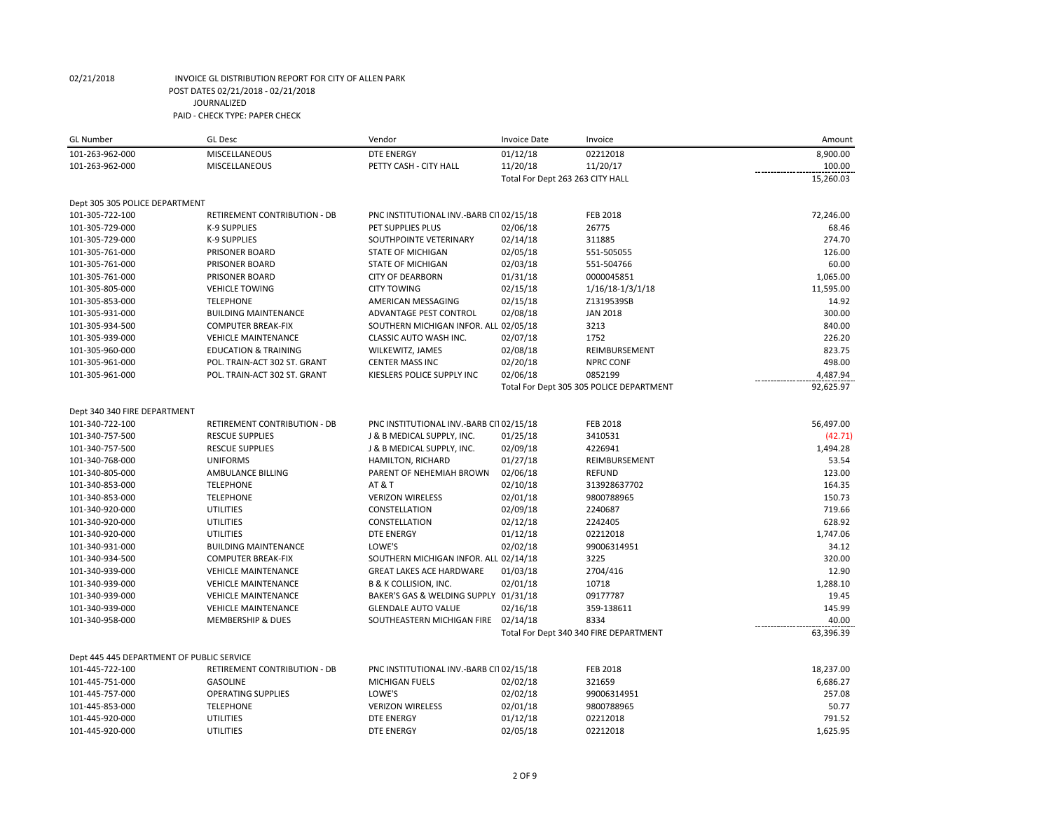02/21/2018 INVOICE GL DISTRIBUTION REPORT FOR CITY OF ALLEN PARK
POST DATES 02/21/2018 - 02/21/2018
JOURNALIZED
PAID - CHECK TYPE: PAPER CHECK

| GL Number | GL Desc | Vendor | Invoice Date | Invoice | Amount |
|---|---|---|---|---|---|
| 101-263-962-000 | MISCELLANEOUS | DTE ENERGY | 01/12/18 | 02212018 | 8,900.00 |
| 101-263-962-000 | MISCELLANEOUS | PETTY CASH - CITY HALL | 11/20/18 | 11/20/17 | 100.00 |
| | | | Total For Dept 263 263 CITY HALL | | 15,260.03 |
| Dept 305 305 POLICE DEPARTMENT | | | | | |
| 101-305-722-100 | RETIREMENT CONTRIBUTION - DB | PNC INSTITUTIONAL INV.-BARB CI | 02/15/18 | FEB 2018 | 72,246.00 |
| 101-305-729-000 | K-9 SUPPLIES | PET SUPPLIES PLUS | 02/06/18 | 26775 | 68.46 |
| 101-305-729-000 | K-9 SUPPLIES | SOUTHPOINTE VETERINARY | 02/14/18 | 311885 | 274.70 |
| 101-305-761-000 | PRISONER BOARD | STATE OF MICHIGAN | 02/05/18 | 551-505055 | 126.00 |
| 101-305-761-000 | PRISONER BOARD | STATE OF MICHIGAN | 02/03/18 | 551-504766 | 60.00 |
| 101-305-761-000 | PRISONER BOARD | CITY OF DEARBORN | 01/31/18 | 0000045851 | 1,065.00 |
| 101-305-805-000 | VEHICLE TOWING | CITY TOWING | 02/15/18 | 1/16/18-1/3/1/18 | 11,595.00 |
| 101-305-853-000 | TELEPHONE | AMERICAN MESSAGING | 02/15/18 | Z1319539SB | 14.92 |
| 101-305-931-000 | BUILDING MAINTENANCE | ADVANTAGE PEST CONTROL | 02/08/18 | JAN 2018 | 300.00 |
| 101-305-934-500 | COMPUTER BREAK-FIX | SOUTHERN MICHIGAN INFOR. ALL | 02/05/18 | 3213 | 840.00 |
| 101-305-939-000 | VEHICLE MAINTENANCE | CLASSIC AUTO WASH INC. | 02/07/18 | 1752 | 226.20 |
| 101-305-960-000 | EDUCATION & TRAINING | WILKEWITZ, JAMES | 02/08/18 | REIMBURSEMENT | 823.75 |
| 101-305-961-000 | POL. TRAIN-ACT 302 ST. GRANT | CENTER MASS INC | 02/20/18 | NPRC CONF | 498.00 |
| 101-305-961-000 | POL. TRAIN-ACT 302 ST. GRANT | KIESLERS POLICE SUPPLY INC | 02/06/18 | 0852199 | 4,487.94 |
| | | | Total For Dept 305 305 POLICE DEPARTMENT | | 92,625.97 |
| Dept 340 340 FIRE DEPARTMENT | | | | | |
| 101-340-722-100 | RETIREMENT CONTRIBUTION - DB | PNC INSTITUTIONAL INV.-BARB CI | 02/15/18 | FEB 2018 | 56,497.00 |
| 101-340-757-500 | RESCUE SUPPLIES | J & B MEDICAL SUPPLY, INC. | 01/25/18 | 3410531 | (42.71) |
| 101-340-757-500 | RESCUE SUPPLIES | J & B MEDICAL SUPPLY, INC. | 02/09/18 | 4226941 | 1,494.28 |
| 101-340-768-000 | UNIFORMS | HAMILTON, RICHARD | 01/27/18 | REIMBURSEMENT | 53.54 |
| 101-340-805-000 | AMBULANCE BILLING | PARENT OF NEHEMIAH BROWN | 02/06/18 | REFUND | 123.00 |
| 101-340-853-000 | TELEPHONE | AT & T | 02/10/18 | 313928637702 | 164.35 |
| 101-340-853-000 | TELEPHONE | VERIZON WIRELESS | 02/01/18 | 9800788965 | 150.73 |
| 101-340-920-000 | UTILITIES | CONSTELLATION | 02/09/18 | 2240687 | 719.66 |
| 101-340-920-000 | UTILITIES | CONSTELLATION | 02/12/18 | 2242405 | 628.92 |
| 101-340-920-000 | UTILITIES | DTE ENERGY | 01/12/18 | 02212018 | 1,747.06 |
| 101-340-931-000 | BUILDING MAINTENANCE | LOWE'S | 02/02/18 | 99006314951 | 34.12 |
| 101-340-934-500 | COMPUTER BREAK-FIX | SOUTHERN MICHIGAN INFOR. ALL | 02/14/18 | 3225 | 320.00 |
| 101-340-939-000 | VEHICLE MAINTENANCE | GREAT LAKES ACE HARDWARE | 01/03/18 | 2704/416 | 12.90 |
| 101-340-939-000 | VEHICLE MAINTENANCE | B & K COLLISION, INC. | 02/01/18 | 10718 | 1,288.10 |
| 101-340-939-000 | VEHICLE MAINTENANCE | BAKER'S GAS & WELDING SUPPLY | 01/31/18 | 09177787 | 19.45 |
| 101-340-939-000 | VEHICLE MAINTENANCE | GLENDALE AUTO VALUE | 02/16/18 | 359-138611 | 145.99 |
| 101-340-958-000 | MEMBERSHIP & DUES | SOUTHEASTERN MICHIGAN FIRE | 02/14/18 | 8334 | 40.00 |
| | | | Total For Dept 340 340 FIRE DEPARTMENT | | 63,396.39 |
| Dept 445 445 DEPARTMENT OF PUBLIC SERVICE | | | | | |
| 101-445-722-100 | RETIREMENT CONTRIBUTION - DB | PNC INSTITUTIONAL INV.-BARB CI | 02/15/18 | FEB 2018 | 18,237.00 |
| 101-445-751-000 | GASOLINE | MICHIGAN FUELS | 02/02/18 | 321659 | 6,686.27 |
| 101-445-757-000 | OPERATING SUPPLIES | LOWE'S | 02/02/18 | 99006314951 | 257.08 |
| 101-445-853-000 | TELEPHONE | VERIZON WIRELESS | 02/01/18 | 9800788965 | 50.77 |
| 101-445-920-000 | UTILITIES | DTE ENERGY | 01/12/18 | 02212018 | 791.52 |
| 101-445-920-000 | UTILITIES | DTE ENERGY | 02/05/18 | 02212018 | 1,625.95 |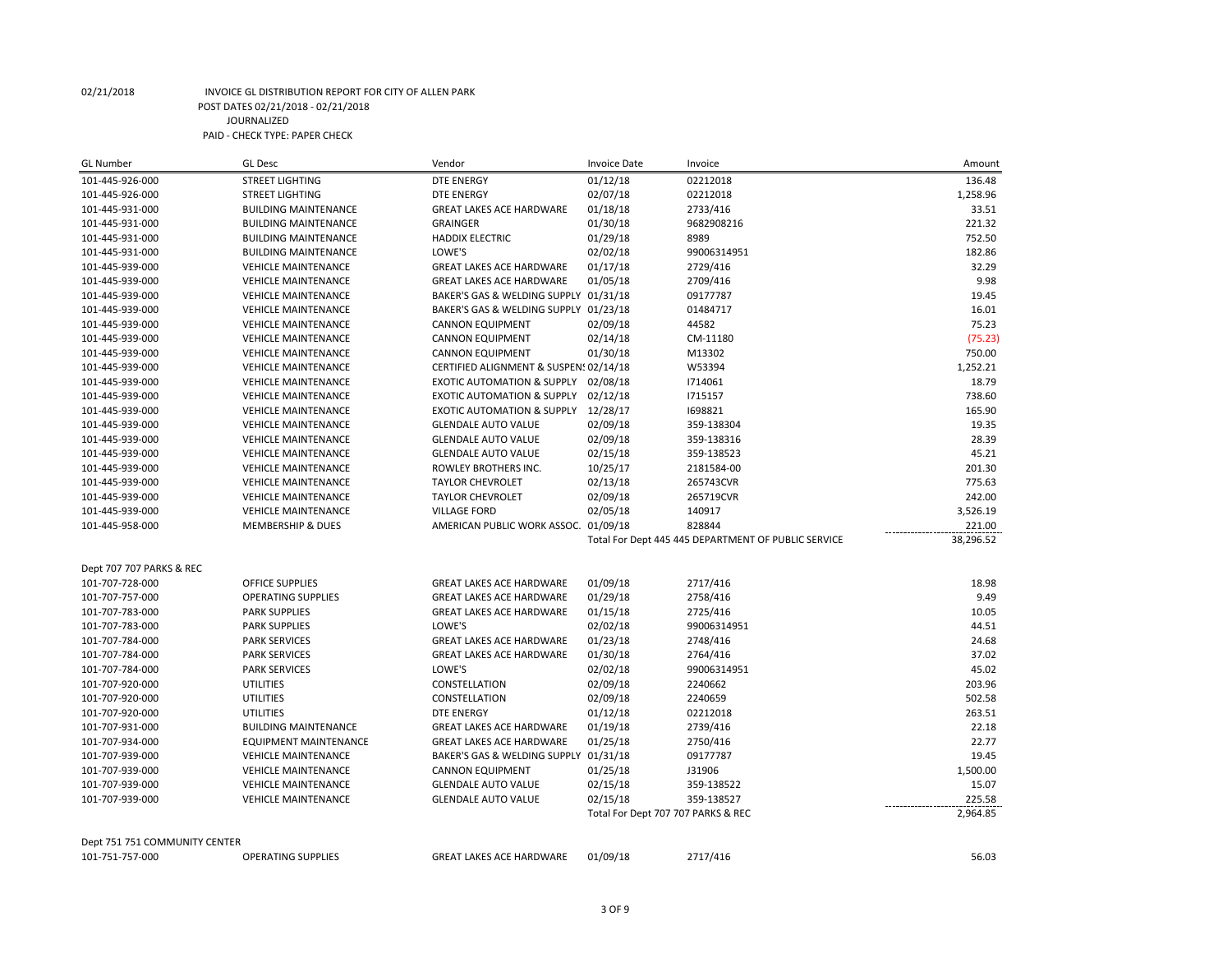02/21/2018 INVOICE GL DISTRIBUTION REPORT FOR CITY OF ALLEN PARK
POST DATES 02/21/2018 - 02/21/2018
JOURNALIZED
PAID - CHECK TYPE: PAPER CHECK

| GL Number | GL Desc | Vendor | Invoice Date | Invoice | Amount |
|---|---|---|---|---|---|
| 101-445-926-000 | STREET LIGHTING | DTE ENERGY | 01/12/18 | 02212018 | 136.48 |
| 101-445-926-000 | STREET LIGHTING | DTE ENERGY | 02/07/18 | 02212018 | 1,258.96 |
| 101-445-931-000 | BUILDING MAINTENANCE | GREAT LAKES ACE HARDWARE | 01/18/18 | 2733/416 | 33.51 |
| 101-445-931-000 | BUILDING MAINTENANCE | GRAINGER | 01/30/18 | 9682908216 | 221.32 |
| 101-445-931-000 | BUILDING MAINTENANCE | HADDIX ELECTRIC | 01/29/18 | 8989 | 752.50 |
| 101-445-931-000 | BUILDING MAINTENANCE | LOWE'S | 02/02/18 | 99006314951 | 182.86 |
| 101-445-939-000 | VEHICLE MAINTENANCE | GREAT LAKES ACE HARDWARE | 01/17/18 | 2729/416 | 32.29 |
| 101-445-939-000 | VEHICLE MAINTENANCE | GREAT LAKES ACE HARDWARE | 01/05/18 | 2709/416 | 9.98 |
| 101-445-939-000 | VEHICLE MAINTENANCE | BAKER'S GAS & WELDING SUPPLY | 01/31/18 | 09177787 | 19.45 |
| 101-445-939-000 | VEHICLE MAINTENANCE | BAKER'S GAS & WELDING SUPPLY | 01/23/18 | 01484717 | 16.01 |
| 101-445-939-000 | VEHICLE MAINTENANCE | CANNON EQUIPMENT | 02/09/18 | 44582 | 75.23 |
| 101-445-939-000 | VEHICLE MAINTENANCE | CANNON EQUIPMENT | 02/14/18 | CM-11180 | (75.23) |
| 101-445-939-000 | VEHICLE MAINTENANCE | CANNON EQUIPMENT | 01/30/18 | M13302 | 750.00 |
| 101-445-939-000 | VEHICLE MAINTENANCE | CERTIFIED ALIGNMENT & SUSPEN! | 02/14/18 | W53394 | 1,252.21 |
| 101-445-939-000 | VEHICLE MAINTENANCE | EXOTIC AUTOMATION & SUPPLY | 02/08/18 | I714061 | 18.79 |
| 101-445-939-000 | VEHICLE MAINTENANCE | EXOTIC AUTOMATION & SUPPLY | 02/12/18 | I715157 | 738.60 |
| 101-445-939-000 | VEHICLE MAINTENANCE | EXOTIC AUTOMATION & SUPPLY | 12/28/17 | I698821 | 165.90 |
| 101-445-939-000 | VEHICLE MAINTENANCE | GLENDALE AUTO VALUE | 02/09/18 | 359-138304 | 19.35 |
| 101-445-939-000 | VEHICLE MAINTENANCE | GLENDALE AUTO VALUE | 02/09/18 | 359-138316 | 28.39 |
| 101-445-939-000 | VEHICLE MAINTENANCE | GLENDALE AUTO VALUE | 02/15/18 | 359-138523 | 45.21 |
| 101-445-939-000 | VEHICLE MAINTENANCE | ROWLEY BROTHERS INC. | 10/25/17 | 2181584-00 | 201.30 |
| 101-445-939-000 | VEHICLE MAINTENANCE | TAYLOR CHEVROLET | 02/13/18 | 265743CVR | 775.63 |
| 101-445-939-000 | VEHICLE MAINTENANCE | TAYLOR CHEVROLET | 02/09/18 | 265719CVR | 242.00 |
| 101-445-939-000 | VEHICLE MAINTENANCE | VILLAGE FORD | 02/05/18 | 140917 | 3,526.19 |
| 101-445-958-000 | MEMBERSHIP & DUES | AMERICAN PUBLIC WORK ASSOC. | 01/09/18 | 828844 | 221.00 |
| | | | Total For Dept 445 445 DEPARTMENT OF PUBLIC SERVICE | | 38,296.52 |
| Dept 707 707 PARKS & REC | | | | | |
| 101-707-728-000 | OFFICE SUPPLIES | GREAT LAKES ACE HARDWARE | 01/09/18 | 2717/416 | 18.98 |
| 101-707-757-000 | OPERATING SUPPLIES | GREAT LAKES ACE HARDWARE | 01/29/18 | 2758/416 | 9.49 |
| 101-707-783-000 | PARK SUPPLIES | GREAT LAKES ACE HARDWARE | 01/15/18 | 2725/416 | 10.05 |
| 101-707-783-000 | PARK SUPPLIES | LOWE'S | 02/02/18 | 99006314951 | 44.51 |
| 101-707-784-000 | PARK SERVICES | GREAT LAKES ACE HARDWARE | 01/23/18 | 2748/416 | 24.68 |
| 101-707-784-000 | PARK SERVICES | GREAT LAKES ACE HARDWARE | 01/30/18 | 2764/416 | 37.02 |
| 101-707-784-000 | PARK SERVICES | LOWE'S | 02/02/18 | 99006314951 | 45.02 |
| 101-707-920-000 | UTILITIES | CONSTELLATION | 02/09/18 | 2240662 | 203.96 |
| 101-707-920-000 | UTILITIES | CONSTELLATION | 02/09/18 | 2240659 | 502.58 |
| 101-707-920-000 | UTILITIES | DTE ENERGY | 01/12/18 | 02212018 | 263.51 |
| 101-707-931-000 | BUILDING MAINTENANCE | GREAT LAKES ACE HARDWARE | 01/19/18 | 2739/416 | 22.18 |
| 101-707-934-000 | EQUIPMENT MAINTENANCE | GREAT LAKES ACE HARDWARE | 01/25/18 | 2750/416 | 22.77 |
| 101-707-939-000 | VEHICLE MAINTENANCE | BAKER'S GAS & WELDING SUPPLY | 01/31/18 | 09177787 | 19.45 |
| 101-707-939-000 | VEHICLE MAINTENANCE | CANNON EQUIPMENT | 01/25/18 | J31906 | 1,500.00 |
| 101-707-939-000 | VEHICLE MAINTENANCE | GLENDALE AUTO VALUE | 02/15/18 | 359-138522 | 15.07 |
| 101-707-939-000 | VEHICLE MAINTENANCE | GLENDALE AUTO VALUE | 02/15/18 | 359-138527 | 225.58 |
| | | | Total For Dept 707 707 PARKS & REC | | 2,964.85 |
| Dept 751 751 COMMUNITY CENTER | | | | | |
| 101-751-757-000 | OPERATING SUPPLIES | GREAT LAKES ACE HARDWARE | 01/09/18 | 2717/416 | 56.03 |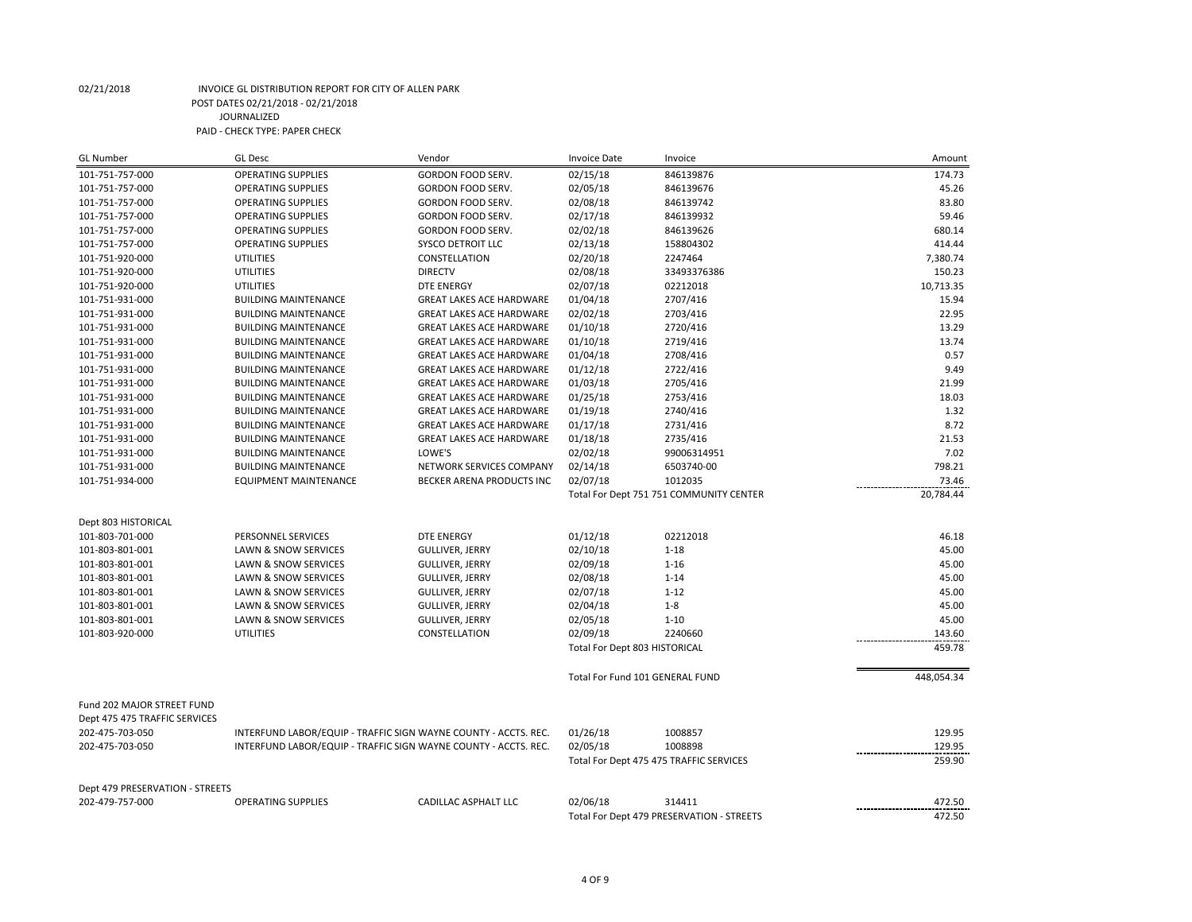02/21/2018 INVOICE GL DISTRIBUTION REPORT FOR CITY OF ALLEN PARK
POST DATES 02/21/2018 - 02/21/2018
JOURNALIZED
PAID - CHECK TYPE: PAPER CHECK

| GL Number | GL Desc | Vendor | Invoice Date | Invoice | Amount |
|---|---|---|---|---|---|
| 101-751-757-000 | OPERATING SUPPLIES | GORDON FOOD SERV. | 02/15/18 | 846139876 | 174.73 |
| 101-751-757-000 | OPERATING SUPPLIES | GORDON FOOD SERV. | 02/05/18 | 846139676 | 45.26 |
| 101-751-757-000 | OPERATING SUPPLIES | GORDON FOOD SERV. | 02/08/18 | 846139742 | 83.80 |
| 101-751-757-000 | OPERATING SUPPLIES | GORDON FOOD SERV. | 02/17/18 | 846139932 | 59.46 |
| 101-751-757-000 | OPERATING SUPPLIES | GORDON FOOD SERV. | 02/02/18 | 846139626 | 680.14 |
| 101-751-757-000 | OPERATING SUPPLIES | SYSCO DETROIT LLC | 02/13/18 | 158804302 | 414.44 |
| 101-751-920-000 | UTILITIES | CONSTELLATION | 02/20/18 | 2247464 | 7,380.74 |
| 101-751-920-000 | UTILITIES | DIRECTV | 02/08/18 | 33493376386 | 150.23 |
| 101-751-920-000 | UTILITIES | DTE ENERGY | 02/07/18 | 02212018 | 10,713.35 |
| 101-751-931-000 | BUILDING MAINTENANCE | GREAT LAKES ACE HARDWARE | 01/04/18 | 2707/416 | 15.94 |
| 101-751-931-000 | BUILDING MAINTENANCE | GREAT LAKES ACE HARDWARE | 02/02/18 | 2703/416 | 22.95 |
| 101-751-931-000 | BUILDING MAINTENANCE | GREAT LAKES ACE HARDWARE | 01/10/18 | 2720/416 | 13.29 |
| 101-751-931-000 | BUILDING MAINTENANCE | GREAT LAKES ACE HARDWARE | 01/10/18 | 2719/416 | 13.74 |
| 101-751-931-000 | BUILDING MAINTENANCE | GREAT LAKES ACE HARDWARE | 01/04/18 | 2708/416 | 0.57 |
| 101-751-931-000 | BUILDING MAINTENANCE | GREAT LAKES ACE HARDWARE | 01/12/18 | 2722/416 | 9.49 |
| 101-751-931-000 | BUILDING MAINTENANCE | GREAT LAKES ACE HARDWARE | 01/03/18 | 2705/416 | 21.99 |
| 101-751-931-000 | BUILDING MAINTENANCE | GREAT LAKES ACE HARDWARE | 01/25/18 | 2753/416 | 18.03 |
| 101-751-931-000 | BUILDING MAINTENANCE | GREAT LAKES ACE HARDWARE | 01/19/18 | 2740/416 | 1.32 |
| 101-751-931-000 | BUILDING MAINTENANCE | GREAT LAKES ACE HARDWARE | 01/17/18 | 2731/416 | 8.72 |
| 101-751-931-000 | BUILDING MAINTENANCE | GREAT LAKES ACE HARDWARE | 01/18/18 | 2735/416 | 21.53 |
| 101-751-931-000 | BUILDING MAINTENANCE | LOWE'S | 02/02/18 | 99006314951 | 7.02 |
| 101-751-931-000 | BUILDING MAINTENANCE | NETWORK SERVICES COMPANY | 02/14/18 | 6503740-00 | 798.21 |
| 101-751-934-000 | EQUIPMENT MAINTENANCE | BECKER ARENA PRODUCTS INC | 02/07/18 | 1012035 | 73.46 |
| | | | Total For Dept 751 751 COMMUNITY CENTER | | 20,784.44 |
| Dept 803 HISTORICAL | | | | | |
| 101-803-701-000 | PERSONNEL SERVICES | DTE ENERGY | 01/12/18 | 02212018 | 46.18 |
| 101-803-801-001 | LAWN & SNOW SERVICES | GULLIVER, JERRY | 02/10/18 | 1-18 | 45.00 |
| 101-803-801-001 | LAWN & SNOW SERVICES | GULLIVER, JERRY | 02/09/18 | 1-16 | 45.00 |
| 101-803-801-001 | LAWN & SNOW SERVICES | GULLIVER, JERRY | 02/08/18 | 1-14 | 45.00 |
| 101-803-801-001 | LAWN & SNOW SERVICES | GULLIVER, JERRY | 02/07/18 | 1-12 | 45.00 |
| 101-803-801-001 | LAWN & SNOW SERVICES | GULLIVER, JERRY | 02/04/18 | 1-8 | 45.00 |
| 101-803-801-001 | LAWN & SNOW SERVICES | GULLIVER, JERRY | 02/05/18 | 1-10 | 45.00 |
| 101-803-920-000 | UTILITIES | CONSTELLATION | 02/09/18 | 2240660 | 143.60 |
| | | | Total For Dept 803 HISTORICAL | | 459.78 |
| | | | Total For Fund 101 GENERAL FUND | | 448,054.34 |
| Fund 202 MAJOR STREET FUND | | | | | |
| Dept 475 475 TRAFFIC SERVICES | | | | | |
| 202-475-703-050 | INTERFUND LABOR/EQUIP - TRAFFIC SIGN | WAYNE COUNTY - ACCTS. REC. | 01/26/18 | 1008857 | 129.95 |
| 202-475-703-050 | INTERFUND LABOR/EQUIP - TRAFFIC SIGN | WAYNE COUNTY - ACCTS. REC. | 02/05/18 | 1008898 | 129.95 |
| | | | Total For Dept 475 475 TRAFFIC SERVICES | | 259.90 |
| Dept 479 PRESERVATION - STREETS | | | | | |
| 202-479-757-000 | OPERATING SUPPLIES | CADILLAC ASPHALT LLC | 02/06/18 | 314411 | 472.50 |
| | | | Total For Dept 479 PRESERVATION - STREETS | | 472.50 |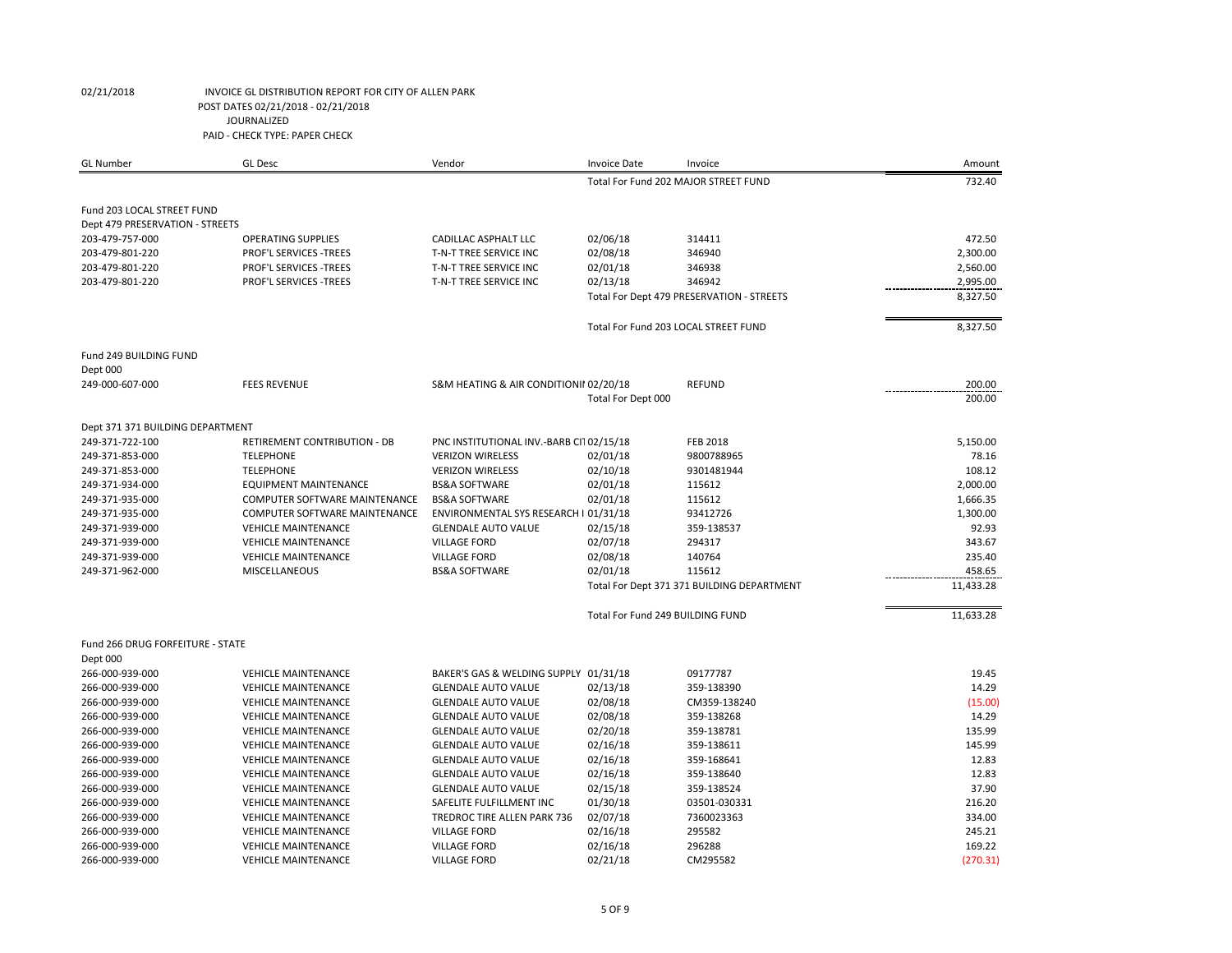02/21/2018 INVOICE GL DISTRIBUTION REPORT FOR CITY OF ALLEN PARK
POST DATES 02/21/2018 - 02/21/2018
JOURNALIZED
PAID - CHECK TYPE: PAPER CHECK

| GL Number | GL Desc | Vendor | Invoice Date | Invoice | Amount |
|---|---|---|---|---|---|
| | | | Total For Fund 202 MAJOR STREET FUND | | 732.40 |
| Fund 203 LOCAL STREET FUND | | | | | |
| Dept 479 PRESERVATION - STREETS | | | | | |
| 203-479-757-000 | OPERATING SUPPLIES | CADILLAC ASPHALT LLC | 02/06/18 | 314411 | 472.50 |
| 203-479-801-220 | PROF'L SERVICES -TREES | T-N-T TREE SERVICE INC | 02/08/18 | 346940 | 2,300.00 |
| 203-479-801-220 | PROF'L SERVICES -TREES | T-N-T TREE SERVICE INC | 02/01/18 | 346938 | 2,560.00 |
| 203-479-801-220 | PROF'L SERVICES -TREES | T-N-T TREE SERVICE INC | 02/13/18 | 346942 | 2,995.00 |
| | | | Total For Dept 479 PRESERVATION - STREETS | | 8,327.50 |
| | | | Total For Fund 203 LOCAL STREET FUND | | 8,327.50 |
| Fund 249 BUILDING FUND | | | | | |
| Dept 000 | | | | | |
| 249-000-607-000 | FEES REVENUE | S&M HEATING & AIR CONDITIONII | 02/20/18 | REFUND | 200.00 |
| | | | Total For Dept 000 | | 200.00 |
| Dept 371 371 BUILDING DEPARTMENT | | | | | |
| 249-371-722-100 | RETIREMENT CONTRIBUTION - DB | PNC INSTITUTIONAL INV.-BARB CI | 02/15/18 | FEB 2018 | 5,150.00 |
| 249-371-853-000 | TELEPHONE | VERIZON WIRELESS | 02/01/18 | 9800788965 | 78.16 |
| 249-371-853-000 | TELEPHONE | VERIZON WIRELESS | 02/10/18 | 9301481944 | 108.12 |
| 249-371-934-000 | EQUIPMENT MAINTENANCE | BS&A SOFTWARE | 02/01/18 | 115612 | 2,000.00 |
| 249-371-935-000 | COMPUTER SOFTWARE MAINTENANCE | BS&A SOFTWARE | 02/01/18 | 115612 | 1,666.35 |
| 249-371-935-000 | COMPUTER SOFTWARE MAINTENANCE | ENVIRONMENTAL SYS RESEARCH I | 01/31/18 | 93412726 | 1,300.00 |
| 249-371-939-000 | VEHICLE MAINTENANCE | GLENDALE AUTO VALUE | 02/15/18 | 359-138537 | 92.93 |
| 249-371-939-000 | VEHICLE MAINTENANCE | VILLAGE FORD | 02/07/18 | 294317 | 343.67 |
| 249-371-939-000 | VEHICLE MAINTENANCE | VILLAGE FORD | 02/08/18 | 140764 | 235.40 |
| 249-371-962-000 | MISCELLANEOUS | BS&A SOFTWARE | 02/01/18 | 115612 | 458.65 |
| | | | Total For Dept 371 371 BUILDING DEPARTMENT | | 11,433.28 |
| | | | Total For Fund 249 BUILDING FUND | | 11,633.28 |
| Fund 266 DRUG FORFEITURE - STATE | | | | | |
| Dept 000 | | | | | |
| 266-000-939-000 | VEHICLE MAINTENANCE | BAKER'S GAS & WELDING SUPPLY | 01/31/18 | 09177787 | 19.45 |
| 266-000-939-000 | VEHICLE MAINTENANCE | GLENDALE AUTO VALUE | 02/13/18 | 359-138390 | 14.29 |
| 266-000-939-000 | VEHICLE MAINTENANCE | GLENDALE AUTO VALUE | 02/08/18 | CM359-138240 | (15.00) |
| 266-000-939-000 | VEHICLE MAINTENANCE | GLENDALE AUTO VALUE | 02/08/18 | 359-138268 | 14.29 |
| 266-000-939-000 | VEHICLE MAINTENANCE | GLENDALE AUTO VALUE | 02/20/18 | 359-138781 | 135.99 |
| 266-000-939-000 | VEHICLE MAINTENANCE | GLENDALE AUTO VALUE | 02/16/18 | 359-138611 | 145.99 |
| 266-000-939-000 | VEHICLE MAINTENANCE | GLENDALE AUTO VALUE | 02/16/18 | 359-168641 | 12.83 |
| 266-000-939-000 | VEHICLE MAINTENANCE | GLENDALE AUTO VALUE | 02/16/18 | 359-138640 | 12.83 |
| 266-000-939-000 | VEHICLE MAINTENANCE | GLENDALE AUTO VALUE | 02/15/18 | 359-138524 | 37.90 |
| 266-000-939-000 | VEHICLE MAINTENANCE | SAFELITE FULFILLMENT INC | 01/30/18 | 03501-030331 | 216.20 |
| 266-000-939-000 | VEHICLE MAINTENANCE | TREDROC TIRE ALLEN PARK 736 | 02/07/18 | 7360023363 | 334.00 |
| 266-000-939-000 | VEHICLE MAINTENANCE | VILLAGE FORD | 02/16/18 | 295582 | 245.21 |
| 266-000-939-000 | VEHICLE MAINTENANCE | VILLAGE FORD | 02/16/18 | 296288 | 169.22 |
| 266-000-939-000 | VEHICLE MAINTENANCE | VILLAGE FORD | 02/21/18 | CM295582 | (270.31) |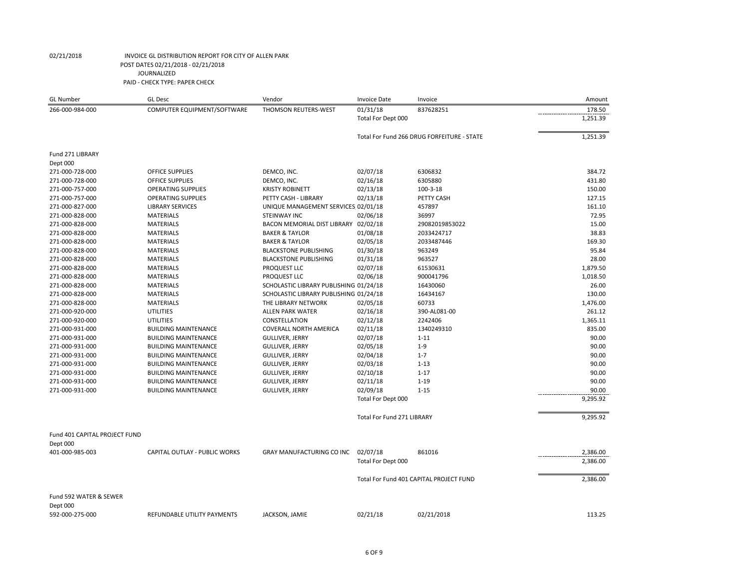02/21/2018 INVOICE GL DISTRIBUTION REPORT FOR CITY OF ALLEN PARK
POST DATES 02/21/2018 - 02/21/2018
JOURNALIZED
PAID - CHECK TYPE: PAPER CHECK

| GL Number | GL Desc | Vendor | Invoice Date | Invoice | Amount |
|---|---|---|---|---|---|
| 266-000-984-000 | COMPUTER EQUIPMENT/SOFTWARE | THOMSON REUTERS-WEST | 01/31/18 | 837628251 | 178.50 |
| | | | Total For Dept 000 | | 1,251.39 |
| | | | Total For Fund 266 DRUG FORFEITURE - STATE | | 1,251.39 |
| Fund 271 LIBRARY | | | | | |
| Dept 000 | | | | | |
| 271-000-728-000 | OFFICE SUPPLIES | DEMCO, INC. | 02/07/18 | 6306832 | 384.72 |
| 271-000-728-000 | OFFICE SUPPLIES | DEMCO, INC. | 02/16/18 | 6305880 | 431.80 |
| 271-000-757-000 | OPERATING SUPPLIES | KRISTY ROBINETT | 02/13/18 | 100-3-18 | 150.00 |
| 271-000-757-000 | OPERATING SUPPLIES | PETTY CASH - LIBRARY | 02/13/18 | PETTY CASH | 127.15 |
| 271-000-827-000 | LIBRARY SERVICES | UNIQUE MANAGEMENT SERVICES | 02/01/18 | 457897 | 161.10 |
| 271-000-828-000 | MATERIALS | STEINWAY INC | 02/06/18 | 36997 | 72.95 |
| 271-000-828-000 | MATERIALS | BACON MEMORIAL DIST LIBRARY | 02/02/18 | 29082019853022 | 15.00 |
| 271-000-828-000 | MATERIALS | BAKER & TAYLOR | 01/08/18 | 2033424717 | 38.83 |
| 271-000-828-000 | MATERIALS | BAKER & TAYLOR | 02/05/18 | 2033487446 | 169.30 |
| 271-000-828-000 | MATERIALS | BLACKSTONE PUBLISHING | 01/30/18 | 963249 | 95.84 |
| 271-000-828-000 | MATERIALS | BLACKSTONE PUBLISHING | 01/31/18 | 963527 | 28.00 |
| 271-000-828-000 | MATERIALS | PROQUEST LLC | 02/07/18 | 61530631 | 1,879.50 |
| 271-000-828-000 | MATERIALS | PROQUEST LLC | 02/06/18 | 900041796 | 1,018.50 |
| 271-000-828-000 | MATERIALS | SCHOLASTIC LIBRARY PUBLISHING | 01/24/18 | 16430060 | 26.00 |
| 271-000-828-000 | MATERIALS | SCHOLASTIC LIBRARY PUBLISHING | 01/24/18 | 16434167 | 130.00 |
| 271-000-828-000 | MATERIALS | THE LIBRARY NETWORK | 02/05/18 | 60733 | 1,476.00 |
| 271-000-920-000 | UTILITIES | ALLEN PARK WATER | 02/16/18 | 390-AL081-00 | 261.12 |
| 271-000-920-000 | UTILITIES | CONSTELLATION | 02/12/18 | 2242406 | 1,365.11 |
| 271-000-931-000 | BUILDING MAINTENANCE | COVERALL NORTH AMERICA | 02/11/18 | 1340249310 | 835.00 |
| 271-000-931-000 | BUILDING MAINTENANCE | GULLIVER, JERRY | 02/07/18 | 1-11 | 90.00 |
| 271-000-931-000 | BUILDING MAINTENANCE | GULLIVER, JERRY | 02/05/18 | 1-9 | 90.00 |
| 271-000-931-000 | BUILDING MAINTENANCE | GULLIVER, JERRY | 02/04/18 | 1-7 | 90.00 |
| 271-000-931-000 | BUILDING MAINTENANCE | GULLIVER, JERRY | 02/03/18 | 1-13 | 90.00 |
| 271-000-931-000 | BUILDING MAINTENANCE | GULLIVER, JERRY | 02/10/18 | 1-17 | 90.00 |
| 271-000-931-000 | BUILDING MAINTENANCE | GULLIVER, JERRY | 02/11/18 | 1-19 | 90.00 |
| 271-000-931-000 | BUILDING MAINTENANCE | GULLIVER, JERRY | 02/09/18 | 1-15 | 90.00 |
| | | | Total For Dept 000 | | 9,295.92 |
| | | | Total For Fund 271 LIBRARY | | 9,295.92 |
| Fund 401 CAPITAL PROJECT FUND | | | | | |
| Dept 000 | | | | | |
| 401-000-985-003 | CAPITAL OUTLAY - PUBLIC WORKS | GRAY MANUFACTURING CO INC | 02/07/18 | 861016 | 2,386.00 |
| | | | Total For Dept 000 | | 2,386.00 |
| | | | Total For Fund 401 CAPITAL PROJECT FUND | | 2,386.00 |
| Fund 592 WATER & SEWER | | | | | |
| Dept 000 | | | | | |
| 592-000-275-000 | REFUNDABLE UTILITY PAYMENTS | JACKSON, JAMIE | 02/21/18 | 02/21/2018 | 113.25 |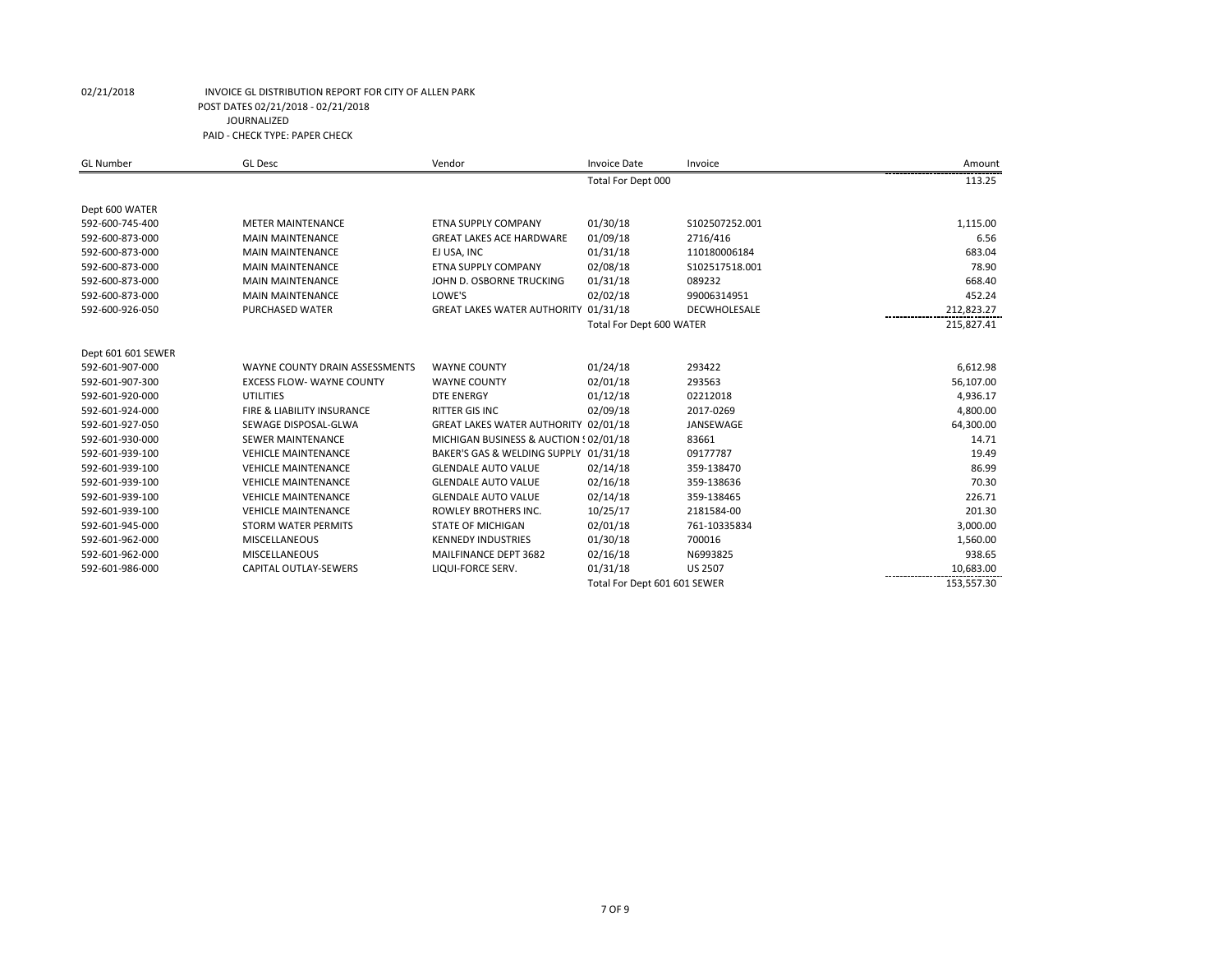02/21/2018 INVOICE GL DISTRIBUTION REPORT FOR CITY OF ALLEN PARK
POST DATES 02/21/2018 - 02/21/2018
JOURNALIZED
PAID - CHECK TYPE: PAPER CHECK

| GL Number | GL Desc | Vendor | Invoice Date | Invoice | Amount |
|---|---|---|---|---|---|
| | | | Total For Dept 000 | | 113.25 |
| Dept 600 WATER | | | | | |
| 592-600-745-400 | METER MAINTENANCE | ETNA SUPPLY COMPANY | 01/30/18 | S102507252.001 | 1,115.00 |
| 592-600-873-000 | MAIN MAINTENANCE | GREAT LAKES ACE HARDWARE | 01/09/18 | 2716/416 | 6.56 |
| 592-600-873-000 | MAIN MAINTENANCE | EJ USA, INC | 01/31/18 | 110180006184 | 683.04 |
| 592-600-873-000 | MAIN MAINTENANCE | ETNA SUPPLY COMPANY | 02/08/18 | S102517518.001 | 78.90 |
| 592-600-873-000 | MAIN MAINTENANCE | JOHN D. OSBORNE TRUCKING | 01/31/18 | 089232 | 668.40 |
| 592-600-873-000 | MAIN MAINTENANCE | LOWE'S | 02/02/18 | 99006314951 | 452.24 |
| 592-600-926-050 | PURCHASED WATER | GREAT LAKES WATER AUTHORITY | 01/31/18 | DECWHOLESALE | 212,823.27 |
| | | | Total For Dept 600 WATER | | 215,827.41 |
| Dept 601 601 SEWER | | | | | |
| 592-601-907-000 | WAYNE COUNTY DRAIN ASSESSMENTS | WAYNE COUNTY | 01/24/18 | 293422 | 6,612.98 |
| 592-601-907-300 | EXCESS FLOW- WAYNE COUNTY | WAYNE COUNTY | 02/01/18 | 293563 | 56,107.00 |
| 592-601-920-000 | UTILITIES | DTE ENERGY | 01/12/18 | 02212018 | 4,936.17 |
| 592-601-924-000 | FIRE & LIABILITY INSURANCE | RITTER GIS INC | 02/09/18 | 2017-0269 | 4,800.00 |
| 592-601-927-050 | SEWAGE DISPOSAL-GLWA | GREAT LAKES WATER AUTHORITY | 02/01/18 | JANSEWAGE | 64,300.00 |
| 592-601-930-000 | SEWER MAINTENANCE | MICHIGAN BUSINESS & AUCTION S | 02/01/18 | 83661 | 14.71 |
| 592-601-939-100 | VEHICLE MAINTENANCE | BAKER'S GAS & WELDING SUPPLY | 01/31/18 | 09177787 | 19.49 |
| 592-601-939-100 | VEHICLE MAINTENANCE | GLENDALE AUTO VALUE | 02/14/18 | 359-138470 | 86.99 |
| 592-601-939-100 | VEHICLE MAINTENANCE | GLENDALE AUTO VALUE | 02/16/18 | 359-138636 | 70.30 |
| 592-601-939-100 | VEHICLE MAINTENANCE | GLENDALE AUTO VALUE | 02/14/18 | 359-138465 | 226.71 |
| 592-601-939-100 | VEHICLE MAINTENANCE | ROWLEY BROTHERS INC. | 10/25/17 | 2181584-00 | 201.30 |
| 592-601-945-000 | STORM WATER PERMITS | STATE OF MICHIGAN | 02/01/18 | 761-10335834 | 3,000.00 |
| 592-601-962-000 | MISCELLANEOUS | KENNEDY INDUSTRIES | 01/30/18 | 700016 | 1,560.00 |
| 592-601-962-000 | MISCELLANEOUS | MAILFINANCE DEPT 3682 | 02/16/18 | N6993825 | 938.65 |
| 592-601-986-000 | CAPITAL OUTLAY-SEWERS | LIQUI-FORCE SERV. | 01/31/18 | US 2507 | 10,683.00 |
| | | | Total For Dept 601 601 SEWER | | 153,557.30 |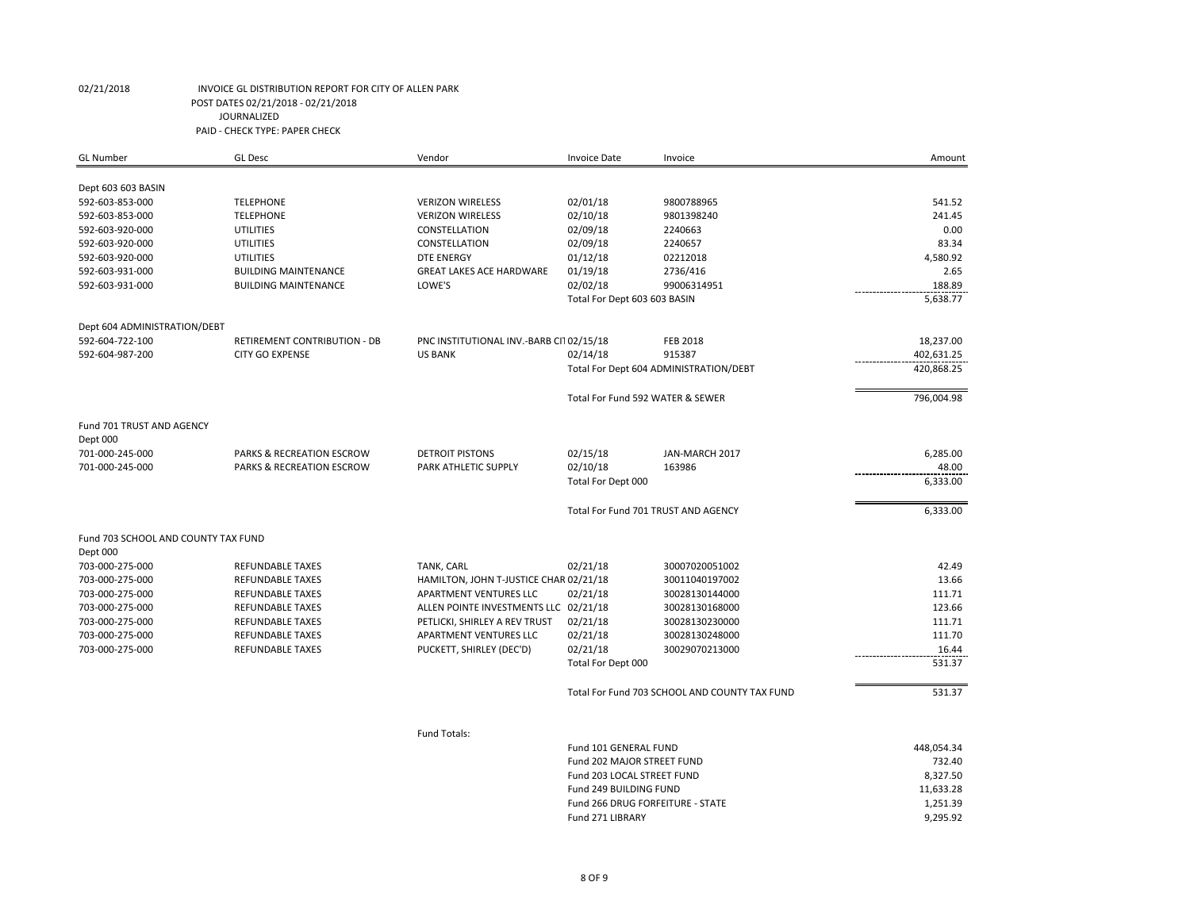02/21/2018 INVOICE GL DISTRIBUTION REPORT FOR CITY OF ALLEN PARK
POST DATES 02/21/2018 - 02/21/2018
JOURNALIZED
PAID - CHECK TYPE: PAPER CHECK

| GL Number | GL Desc | Vendor | Invoice Date | Invoice | Amount |
|---|---|---|---|---|---|
| Dept 603 603 BASIN | | | | | |
| 592-603-853-000 | TELEPHONE | VERIZON WIRELESS | 02/01/18 | 9800788965 | 541.52 |
| 592-603-853-000 | TELEPHONE | VERIZON WIRELESS | 02/10/18 | 9801398240 | 241.45 |
| 592-603-920-000 | UTILITIES | CONSTELLATION | 02/09/18 | 2240663 | 0.00 |
| 592-603-920-000 | UTILITIES | CONSTELLATION | 02/09/18 | 2240657 | 83.34 |
| 592-603-920-000 | UTILITIES | DTE ENERGY | 01/12/18 | 02212018 | 4,580.92 |
| 592-603-931-000 | BUILDING MAINTENANCE | GREAT LAKES ACE HARDWARE | 01/19/18 | 2736/416 | 2.65 |
| 592-603-931-000 | BUILDING MAINTENANCE | LOWE'S | 02/02/18 | 99006314951 | 188.89 |
| | | | Total For Dept 603 603 BASIN | | 5,638.77 |
| Dept 604 ADMINISTRATION/DEBT | | | | | |
| 592-604-722-100 | RETIREMENT CONTRIBUTION - DB | PNC INSTITUTIONAL INV.-BARB CI | 02/15/18 | FEB 2018 | 18,237.00 |
| 592-604-987-200 | CITY GO EXPENSE | US BANK | 02/14/18 | 915387 | 402,631.25 |
| | | | Total For Dept 604 ADMINISTRATION/DEBT | | 420,868.25 |
| | | | Total For Fund 592 WATER & SEWER | | 796,004.98 |
| Fund 701 TRUST AND AGENCY | | | | | |
| Dept 000 | | | | | |
| 701-000-245-000 | PARKS & RECREATION ESCROW | DETROIT PISTONS | 02/15/18 | JAN-MARCH 2017 | 6,285.00 |
| 701-000-245-000 | PARKS & RECREATION ESCROW | PARK ATHLETIC SUPPLY | 02/10/18 | 163986 | 48.00 |
| | | | Total For Dept 000 | | 6,333.00 |
| | | | Total For Fund 701 TRUST AND AGENCY | | 6,333.00 |
| Fund 703 SCHOOL AND COUNTY TAX FUND | | | | | |
| Dept 000 | | | | | |
| 703-000-275-000 | REFUNDABLE TAXES | TANK, CARL | 02/21/18 | 30007020051002 | 42.49 |
| 703-000-275-000 | REFUNDABLE TAXES | HAMILTON, JOHN T-JUSTICE CHAR | 02/21/18 | 30011040197002 | 13.66 |
| 703-000-275-000 | REFUNDABLE TAXES | APARTMENT VENTURES LLC | 02/21/18 | 30028130144000 | 111.71 |
| 703-000-275-000 | REFUNDABLE TAXES | ALLEN POINTE INVESTMENTS LLC | 02/21/18 | 30028130168000 | 123.66 |
| 703-000-275-000 | REFUNDABLE TAXES | PETLICKI, SHIRLEY A REV TRUST | 02/21/18 | 30028130230000 | 111.71 |
| 703-000-275-000 | REFUNDABLE TAXES | APARTMENT VENTURES LLC | 02/21/18 | 30028130248000 | 111.70 |
| 703-000-275-000 | REFUNDABLE TAXES | PUCKETT, SHIRLEY (DEC'D) | 02/21/18 | 30029070213000 | 16.44 |
| | | | Total For Dept 000 | | 531.37 |
| | | | Total For Fund 703 SCHOOL AND COUNTY TAX FUND | | 531.37 |

Fund Totals:

| Fund | Amount |
|---|---|
| Fund 101 GENERAL FUND | 448,054.34 |
| Fund 202 MAJOR STREET FUND | 732.40 |
| Fund 203 LOCAL STREET FUND | 8,327.50 |
| Fund 249 BUILDING FUND | 11,633.28 |
| Fund 266 DRUG FORFEITURE - STATE | 1,251.39 |
| Fund 271 LIBRARY | 9,295.92 |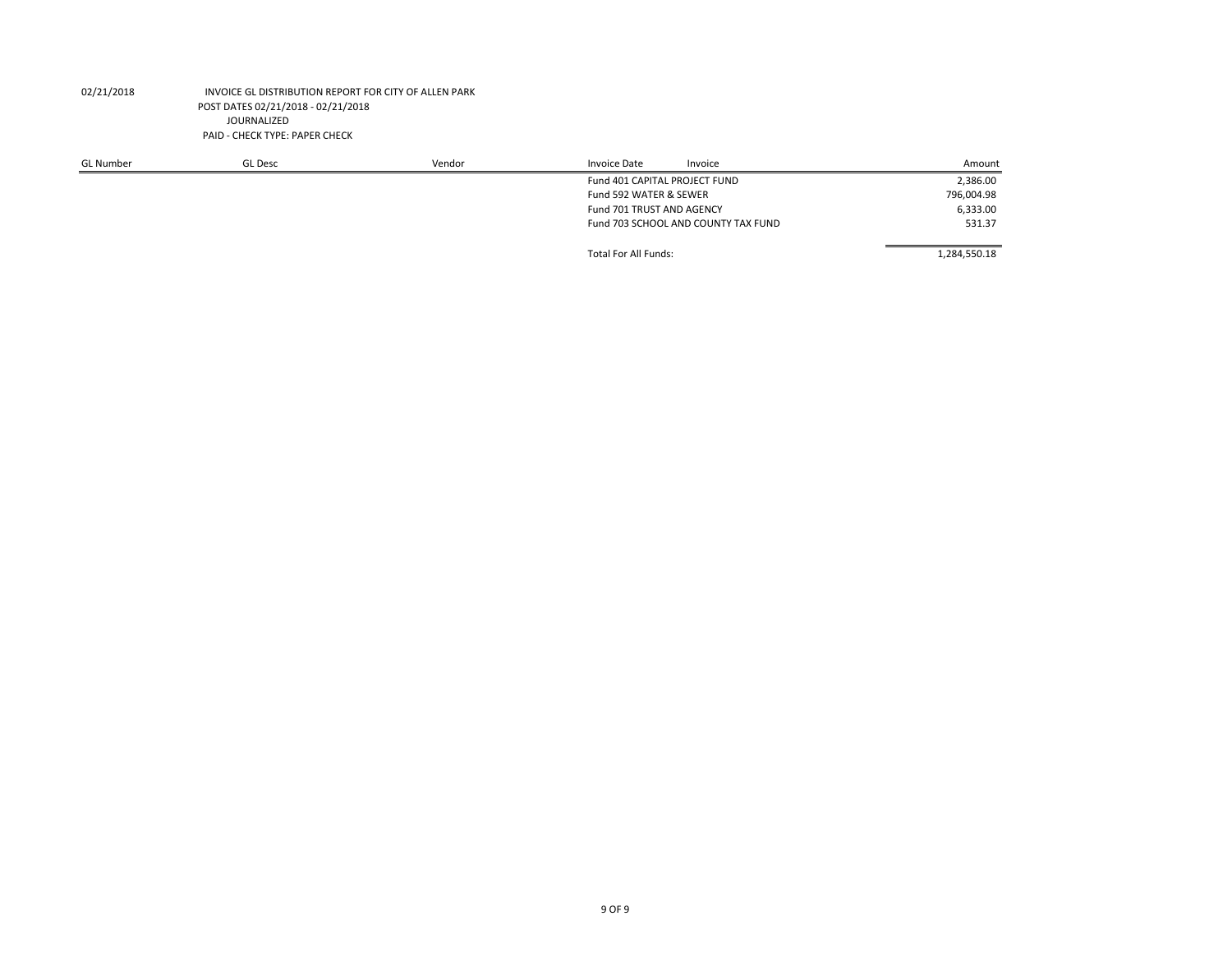02/21/2018 INVOICE GL DISTRIBUTION REPORT FOR CITY OF ALLEN PARK

POST DATES 02/21/2018 - 02/21/2018

JOURNALIZED

PAID - CHECK TYPE: PAPER CHECK

| GL Number | GL Desc | Vendor | Invoice Date | Invoice | Amount |
|---|---|---|---|---|---|
| | | | Fund 401 CAPITAL PROJECT FUND | | 2,386.00 |
| | | | Fund 592 WATER & SEWER | | 796,004.98 |
| | | | Fund 701 TRUST AND AGENCY | | 6,333.00 |
| | | | Fund 703 SCHOOL AND COUNTY TAX FUND | | 531.37 |
| | | | Total For All Funds: | | 1,284,550.18 |